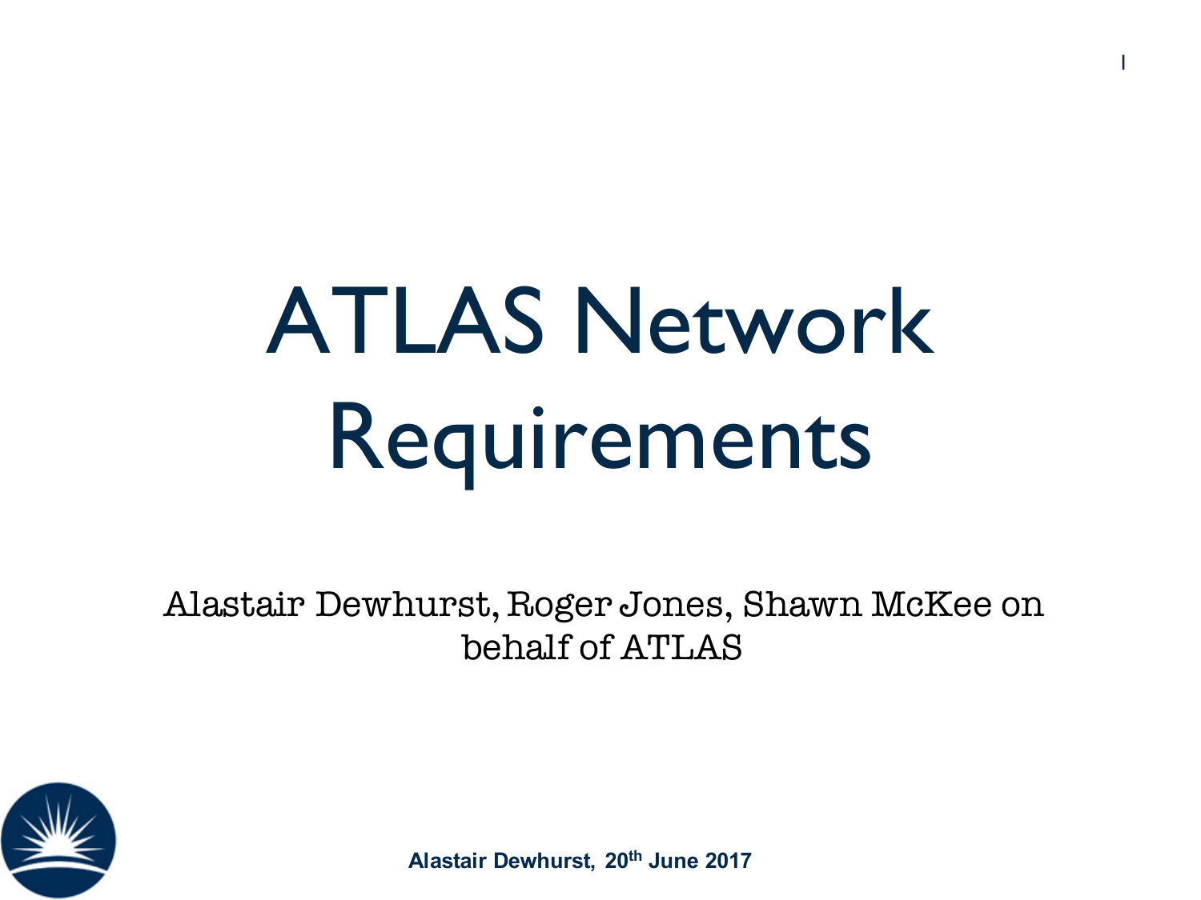# ATLAS Network Requirements

Alastair Dewhurst, Roger Jones, Shawn McKee on behalf of ATLAS

**Alastair Dewhurst, 20th June 2017**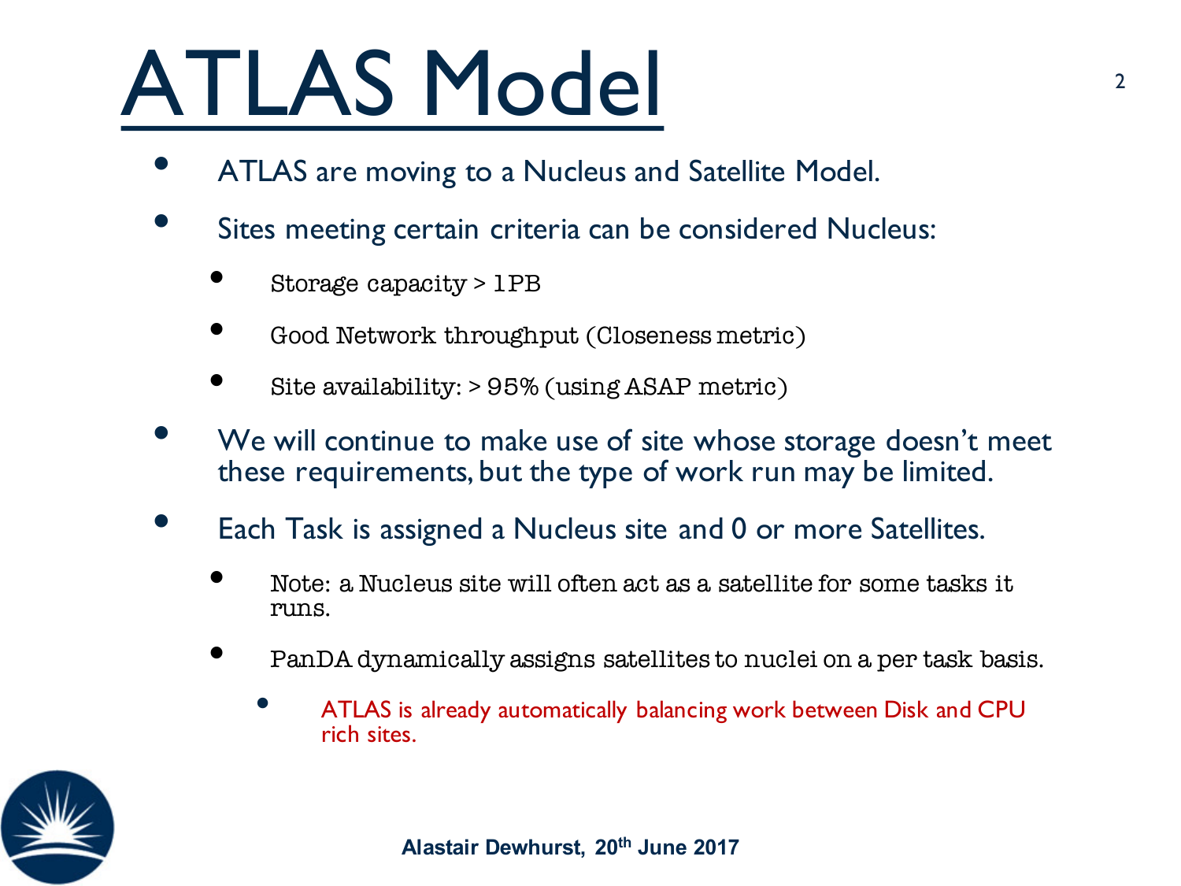# ATLAS Model

- ATLAS are moving to a Nucleus and Satellite Model.
- Sites meeting certain criteria can be considered Nucleus:
  - Storage capacity > 1PB
  - Good Network throughput (Closeness metric)
  - Site availability: > 95% (using ASAP metric)
- We will continue to make use of site whose storage doesn't meet these requirements, but the type of work run may be limited.
- Each Task is assigned a Nucleus site and 0 or more Satellites.
  - Note: a Nucleus site will often act as a satellite for some tasks it runs.
  - PanDA dynamically assigns satellites to nuclei on a per task basis.
    - ATLAS is already automatically balancing work between Disk and CPU rich sites.

**Alastair Dewhurst, 20th June 2017**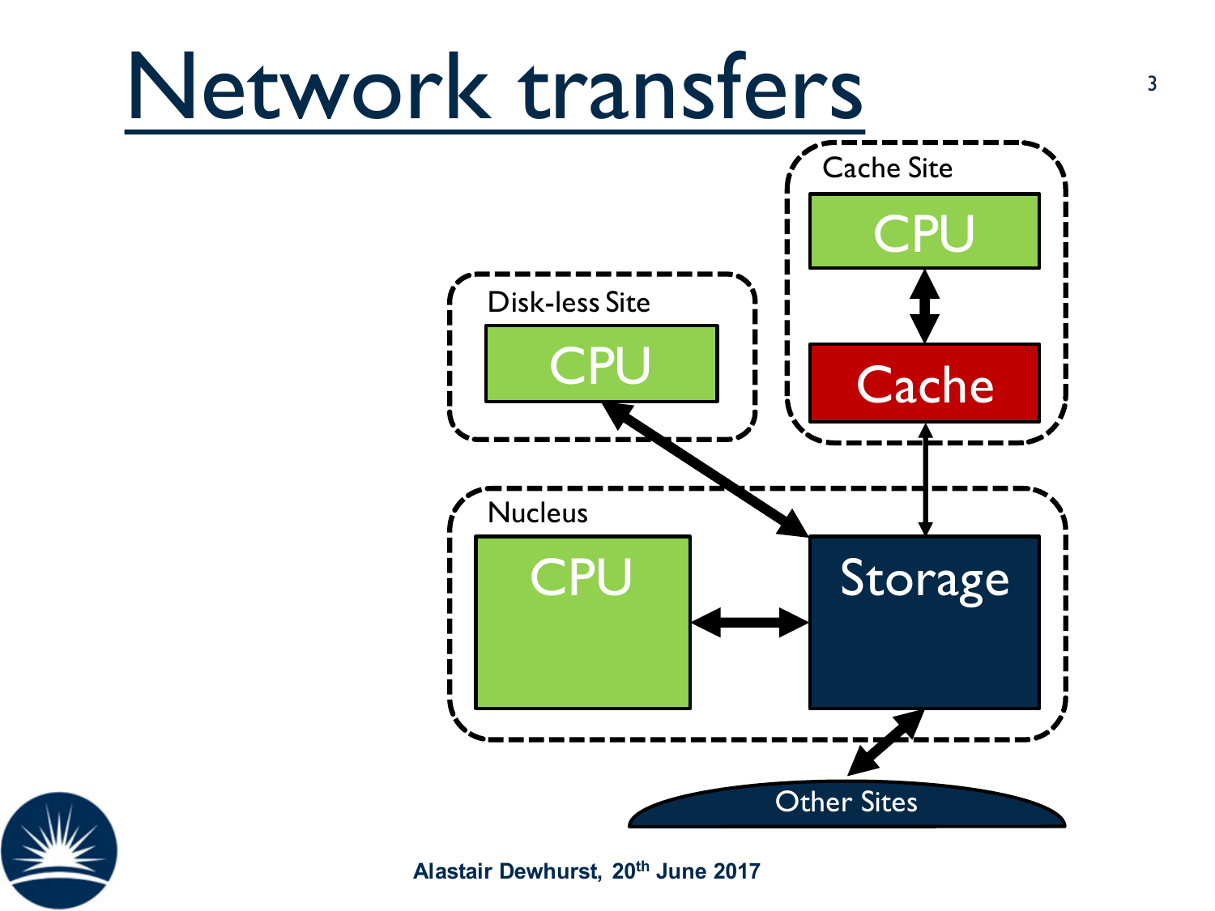# Network transfers

Cache Site

CPU

Cache

Disk-less Site

CPU

Nucleus

CPU

Storage

Other Sites

Alastair Dewhurst, 20th June 2017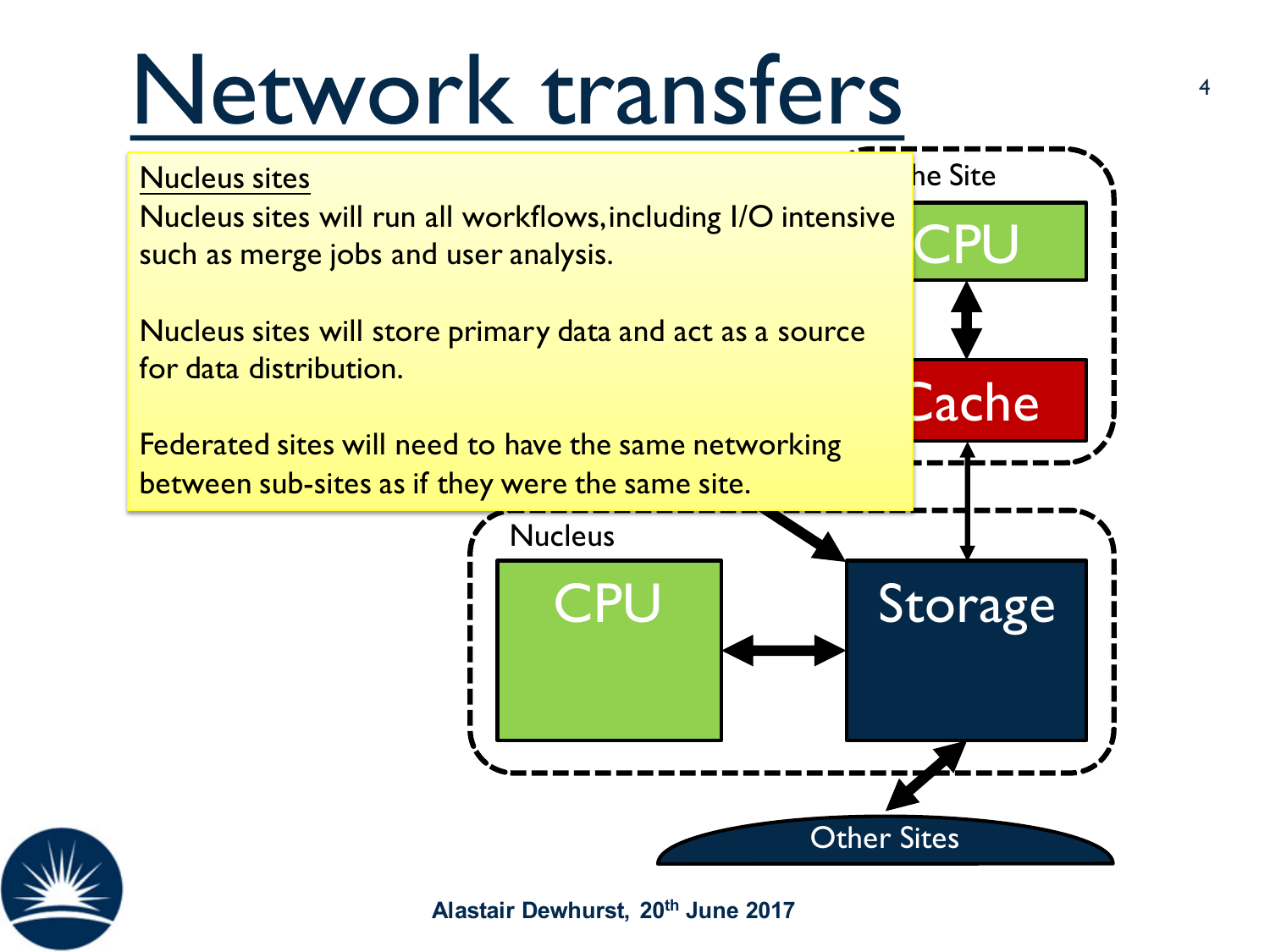# Network transfers

<u>Nucleus sites</u>

Nucleus sites will run all workflows, including I/O intensive such as merge jobs and user analysis.

Nucleus sites will store primary data and act as a source for data distribution.

Federated sites will need to have the same networking between sub-sites as if they were the same site.

he Site

CPU

Cache

Nucleus

CPU

Storage

Other Sites

Alastair Dewhurst, 20th June 2017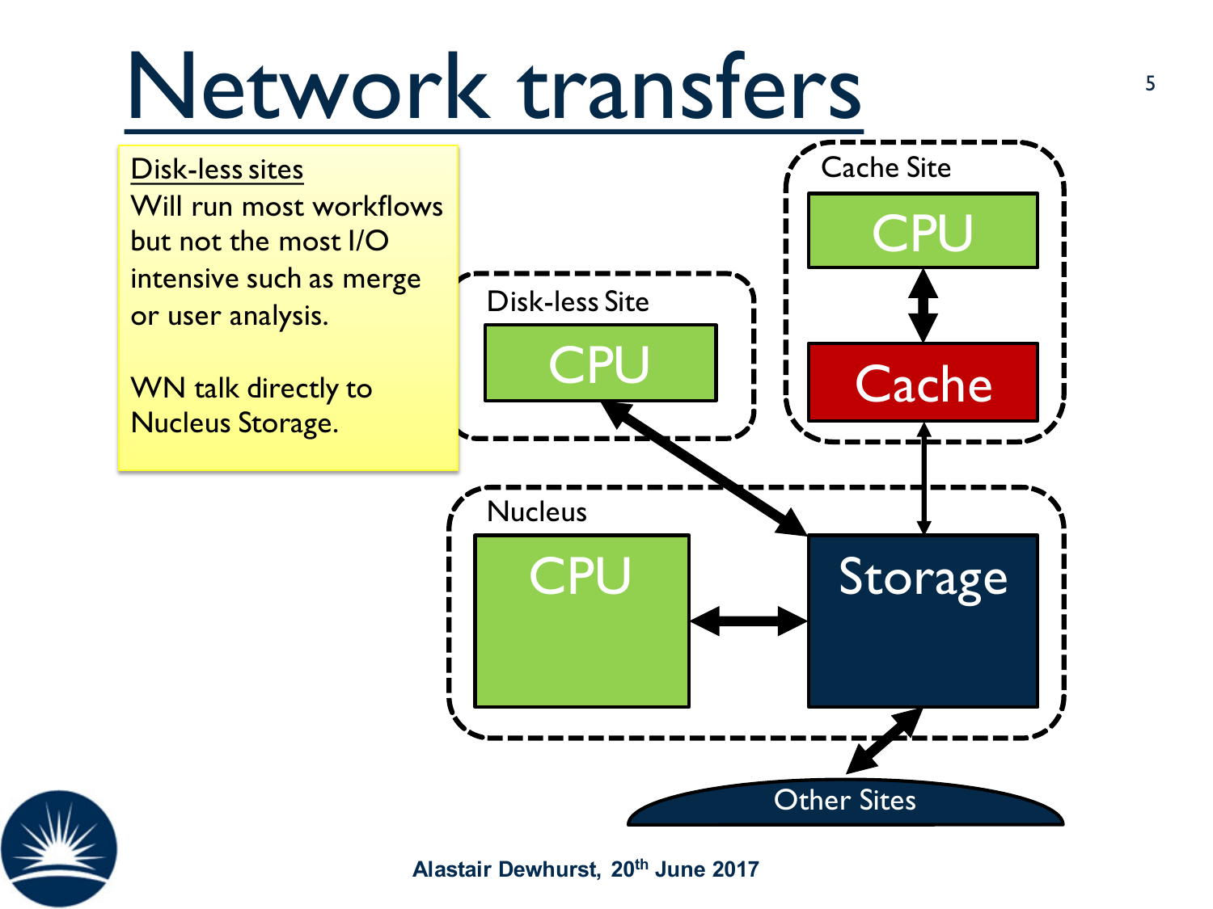# Network transfers

<u>Disk-less sites</u>
Will run most workflows but not the most I/O intensive such as merge or user analysis.

WN talk directly to Nucleus Storage.

Cache Site

CPU

Cache

Disk-less Site

CPU

Nucleus

CPU

Storage

Other Sites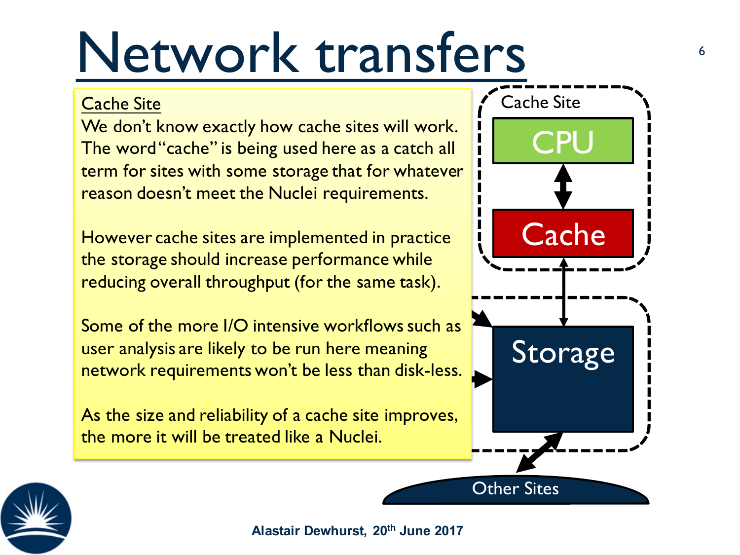# Network transfers

<u>Cache Site</u>

We don't know exactly how cache sites will work. The word "cache" is being used here as a catch all term for sites with some storage that for whatever reason doesn't meet the Nuclei requirements.

However cache sites are implemented in practice the storage should increase performance while reducing overall throughput (for the same task).

Some of the more I/O intensive workflows such as user analysis are likely to be run here meaning network requirements won't be less than disk-less.

As the size and reliability of a cache site improves, the more it will be treated like a Nuclei.

Cache Site

CPU

Cache

Storage

Other Sites

**Alastair Dewhurst, 20th June 2017**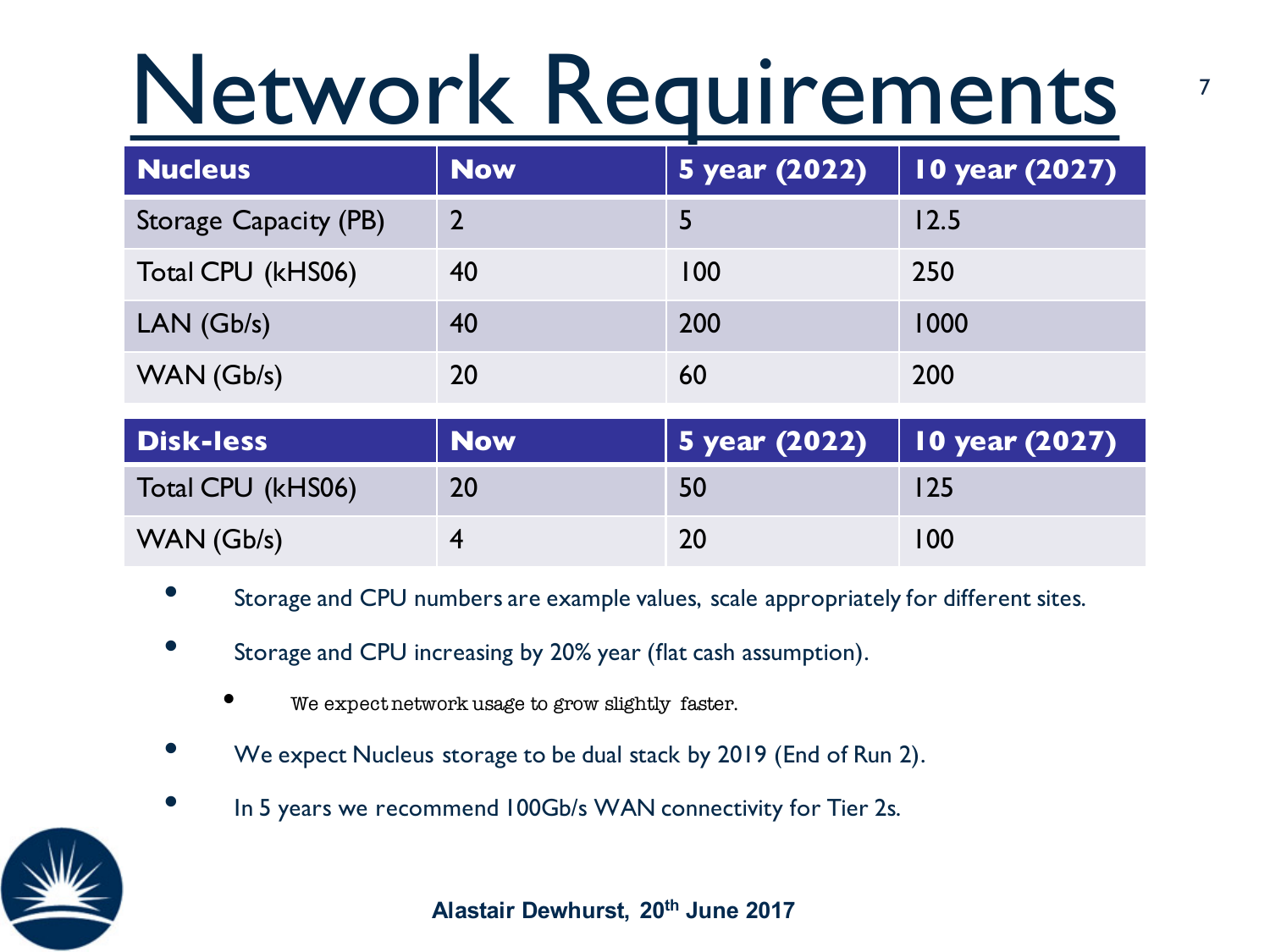# Network Requirements

| Nucleus | Now | 5 year (2022) | 10 year (2027) |
|---|---|---|---|
| Storage Capacity (PB) | 2 | 5 | 12.5 |
| Total CPU (kHS06) | 40 | 100 | 250 |
| LAN (Gb/s) | 40 | 200 | 1000 |
| WAN (Gb/s) | 20 | 60 | 200 |

| Disk-less | Now | 5 year (2022) | 10 year (2027) |
|---|---|---|---|
| Total CPU (kHS06) | 20 | 50 | 125 |
| WAN (Gb/s) | 4 | 20 | 100 |

- Storage and CPU numbers are example values, scale appropriately for different sites.
- Storage and CPU increasing by 20% year (flat cash assumption).
  - We expect network usage to grow slightly faster.
- We expect Nucleus storage to be dual stack by 2019 (End of Run 2).
- In 5 years we recommend 100Gb/s WAN connectivity for Tier 2s.

**Alastair Dewhurst, 20th June 2017**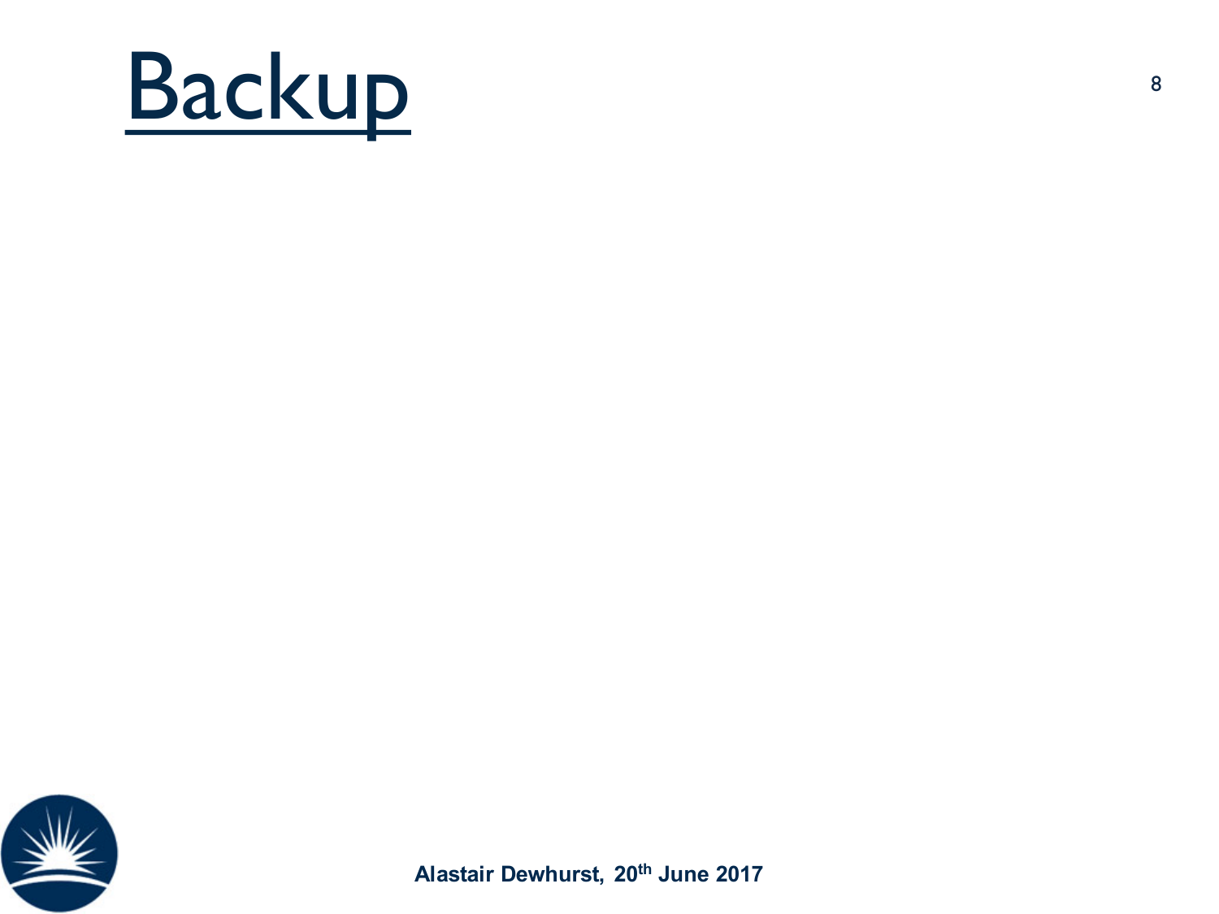# Backup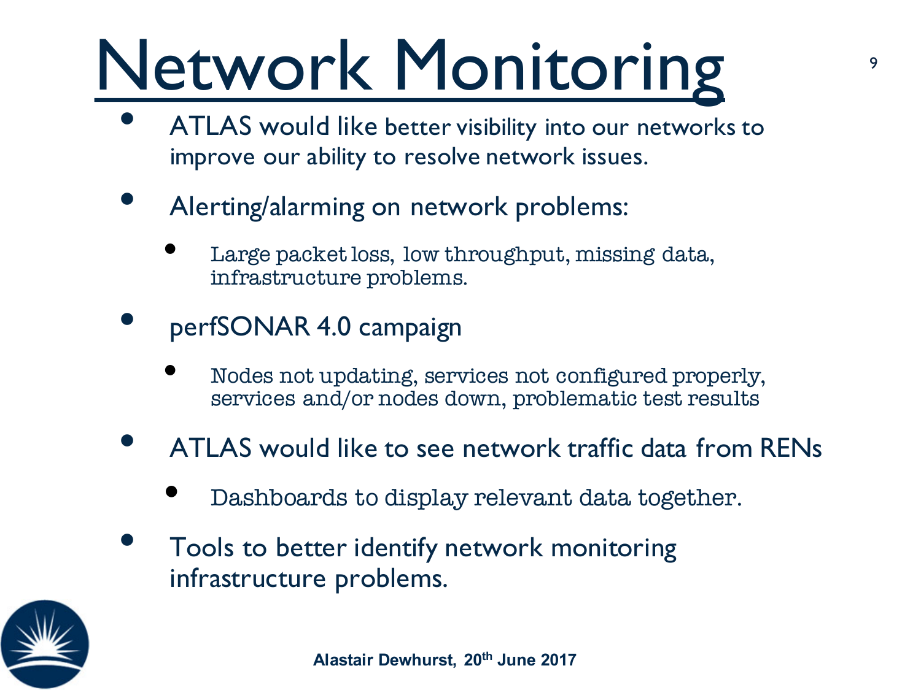# Network Monitoring

- ATLAS would like better visibility into our networks to improve our ability to resolve network issues.
- Alerting/alarming on network problems:
  - Large packet loss, low throughput, missing data, infrastructure problems.
- perfSONAR 4.0 campaign
  - Nodes not updating, services not configured properly, services and/or nodes down, problematic test results
- ATLAS would like to see network traffic data from RENs
  - Dashboards to display relevant data together.
- Tools to better identify network monitoring infrastructure problems.

**Alastair Dewhurst, 20th June 2017**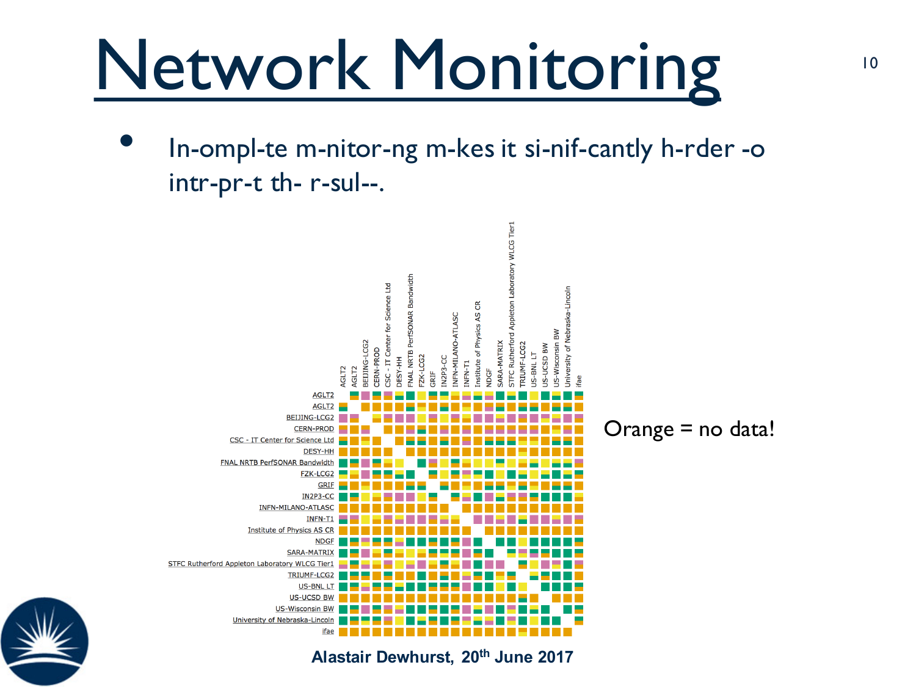# Network Monitoring

- In-ompl-te m-nitor-ng m-kes it si-nif-cantly h-rder -o intr-pr-t th- r-sul--.

AGLT2
AGLT2
BEIJING-LCG2
CERN-PROD
CSC - IT Center for Science Ltd
DESY-HH
FNAL NRTB PerfSONAR Bandwidth
FZK-LCG2
GRIF
IN2P3-CC
INFN-MILANO-ATLASC
INFN-T1
Institute of Physics AS CR
NDGF
SARA-MATRIX
STFC Rutherford Appleton Laboratory WLCG Tier1
TRIUMF-LCG2
US-BNL LT
US-UCSD BW
US-Wisconsin BW
University of Nebraska-Lincoln
ifae

Orange = no data!

**Alastair Dewhurst, 20th June 2017**